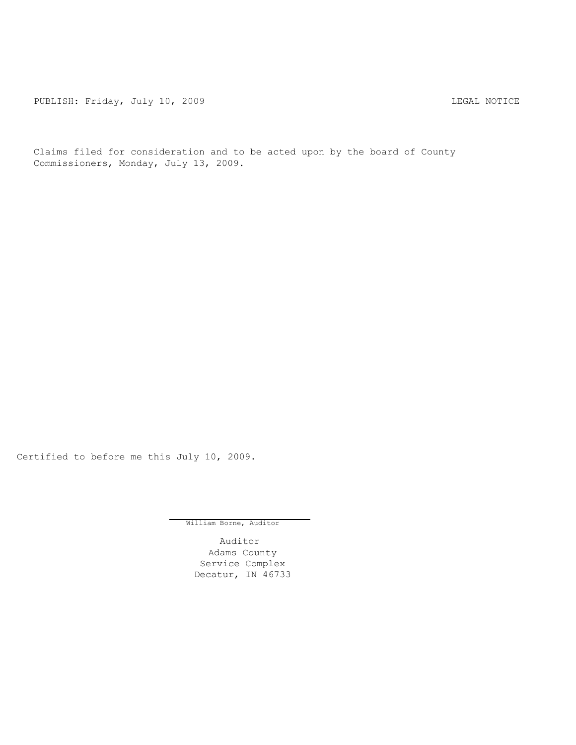PUBLISH: Friday, July 10, 2009 LEGAL NOTICE

Claims filed for consideration and to be acted upon by the board of County Commissioners, Monday, July 13, 2009.

Certified to before me this July 10, 2009.

William Borne, Auditor

Auditor
Adams County
Service Complex
Decatur, IN 46733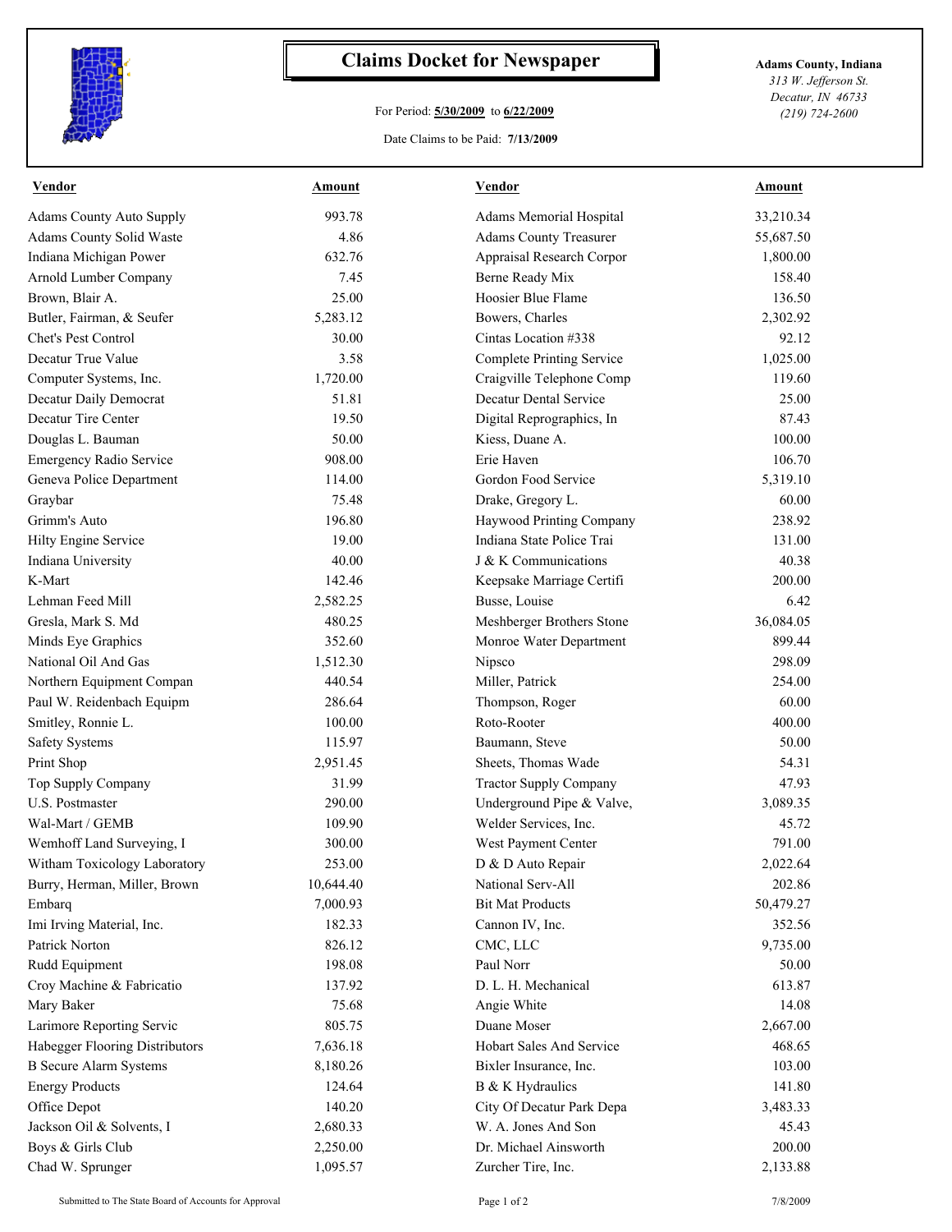# Claims Docket for Newspaper

For Period: **5/30/2009** to **6/22/2009**

Date Claims to be Paid: **7/13/2009**

**Adams County, Indiana**
*313 W. Jefferson St.*
*Decatur, IN 46733*
*(219) 724-2600*

| Vendor | Amount | Vendor | Amount |
|---|---|---|---|
| Adams County Auto Supply | 993.78 | Adams Memorial Hospital | 33,210.34 |
| Adams County Solid Waste | 4.86 | Adams County Treasurer | 55,687.50 |
| Indiana Michigan Power | 632.76 | Appraisal Research Corpor | 1,800.00 |
| Arnold Lumber Company | 7.45 | Berne Ready Mix | 158.40 |
| Brown, Blair A. | 25.00 | Hoosier Blue Flame | 136.50 |
| Butler, Fairman, & Seufer | 5,283.12 | Bowers, Charles | 2,302.92 |
| Chet's Pest Control | 30.00 | Cintas Location #338 | 92.12 |
| Decatur True Value | 3.58 | Complete Printing Service | 1,025.00 |
| Computer Systems, Inc. | 1,720.00 | Craigville Telephone Comp | 119.60 |
| Decatur Daily Democrat | 51.81 | Decatur Dental Service | 25.00 |
| Decatur Tire Center | 19.50 | Digital Reprographics, In | 87.43 |
| Douglas L. Bauman | 50.00 | Kiess, Duane A. | 100.00 |
| Emergency Radio Service | 908.00 | Erie Haven | 106.70 |
| Geneva Police Department | 114.00 | Gordon Food Service | 5,319.10 |
| Graybar | 75.48 | Drake, Gregory L. | 60.00 |
| Grimm's Auto | 196.80 | Haywood Printing Company | 238.92 |
| Hilty Engine Service | 19.00 | Indiana State Police Trai | 131.00 |
| Indiana University | 40.00 | J & K Communications | 40.38 |
| K-Mart | 142.46 | Keepsake Marriage Certifi | 200.00 |
| Lehman Feed Mill | 2,582.25 | Busse, Louise | 6.42 |
| Gresla, Mark S. Md | 480.25 | Meshberger Brothers Stone | 36,084.05 |
| Minds Eye Graphics | 352.60 | Monroe Water Department | 899.44 |
| National Oil And Gas | 1,512.30 | Nipsco | 298.09 |
| Northern Equipment Compan | 440.54 | Miller, Patrick | 254.00 |
| Paul W. Reidenbach Equipm | 286.64 | Thompson, Roger | 60.00 |
| Smitley, Ronnie L. | 100.00 | Roto-Rooter | 400.00 |
| Safety Systems | 115.97 | Baumann, Steve | 50.00 |
| Print Shop | 2,951.45 | Sheets, Thomas Wade | 54.31 |
| Top Supply Company | 31.99 | Tractor Supply Company | 47.93 |
| U.S. Postmaster | 290.00 | Underground Pipe & Valve, | 3,089.35 |
| Wal-Mart / GEMB | 109.90 | Welder Services, Inc. | 45.72 |
| Wemhoff Land Surveying, I | 300.00 | West Payment Center | 791.00 |
| Witham Toxicology Laboratory | 253.00 | D & D Auto Repair | 2,022.64 |
| Burry, Herman, Miller, Brown | 10,644.40 | National Serv-All | 202.86 |
| Embarq | 7,000.93 | Bit Mat Products | 50,479.27 |
| Imi Irving Material, Inc. | 182.33 | Cannon IV, Inc. | 352.56 |
| Patrick Norton | 826.12 | CMC, LLC | 9,735.00 |
| Rudd Equipment | 198.08 | Paul Norr | 50.00 |
| Croy Machine & Fabricatio | 137.92 | D. L. H. Mechanical | 613.87 |
| Mary Baker | 75.68 | Angie White | 14.08 |
| Larimore Reporting Servic | 805.75 | Duane Moser | 2,667.00 |
| Habegger Flooring Distributors | 7,636.18 | Hobart Sales And Service | 468.65 |
| B Secure Alarm Systems | 8,180.26 | Bixler Insurance, Inc. | 103.00 |
| Energy Products | 124.64 | B & K Hydraulics | 141.80 |
| Office Depot | 140.20 | City Of Decatur Park Depa | 3,483.33 |
| Jackson Oil & Solvents, I | 2,680.33 | W. A. Jones And Son | 45.43 |
| Boys & Girls Club | 2,250.00 | Dr. Michael Ainsworth | 200.00 |
| Chad W. Sprunger | 1,095.57 | Zurcher Tire, Inc. | 2,133.88 |

Submitted to The State Board of Accounts for Approval — 7/8/2009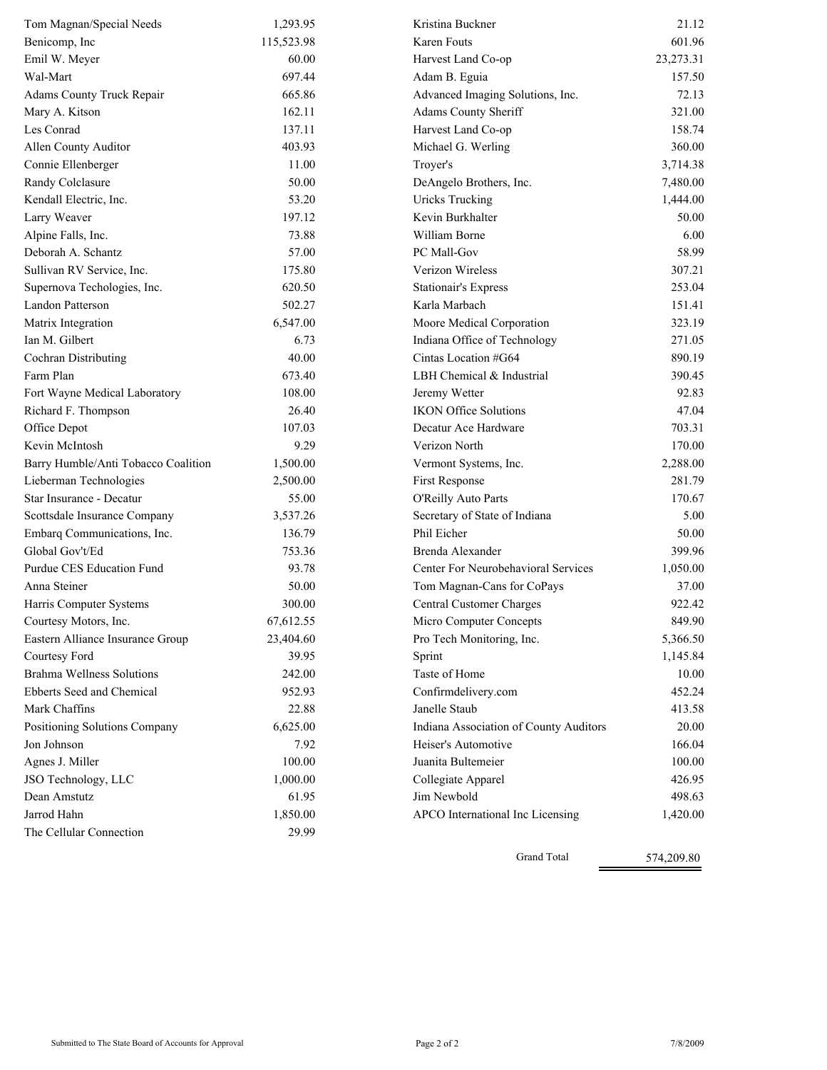| | |
|---|---|
| Tom Magnan/Special Needs | 1,293.95 |
| Benicomp, Inc | 115,523.98 |
| Emil W. Meyer | 60.00 |
| Wal-Mart | 697.44 |
| Adams County Truck Repair | 665.86 |
| Mary A. Kitson | 162.11 |
| Les Conrad | 137.11 |
| Allen County Auditor | 403.93 |
| Connie Ellenberger | 11.00 |
| Randy Colclasure | 50.00 |
| Kendall Electric, Inc. | 53.20 |
| Larry Weaver | 197.12 |
| Alpine Falls, Inc. | 73.88 |
| Deborah A. Schantz | 57.00 |
| Sullivan RV Service, Inc. | 175.80 |
| Supernova Techologies, Inc. | 620.50 |
| Landon Patterson | 502.27 |
| Matrix Integration | 6,547.00 |
| Ian M. Gilbert | 6.73 |
| Cochran Distributing | 40.00 |
| Farm Plan | 673.40 |
| Fort Wayne Medical Laboratory | 108.00 |
| Richard F. Thompson | 26.40 |
| Office Depot | 107.03 |
| Kevin McIntosh | 9.29 |
| Barry Humble/Anti Tobacco Coalition | 1,500.00 |
| Lieberman Technologies | 2,500.00 |
| Star Insurance - Decatur | 55.00 |
| Scottsdale Insurance Company | 3,537.26 |
| Embarq Communications, Inc. | 136.79 |
| Global Gov't/Ed | 753.36 |
| Purdue CES Education Fund | 93.78 |
| Anna Steiner | 50.00 |
| Harris Computer Systems | 300.00 |
| Courtesy Motors, Inc. | 67,612.55 |
| Eastern Alliance Insurance Group | 23,404.60 |
| Courtesy Ford | 39.95 |
| Brahma Wellness Solutions | 242.00 |
| Ebberts Seed and Chemical | 952.93 |
| Mark Chaffins | 22.88 |
| Positioning Solutions Company | 6,625.00 |
| Jon Johnson | 7.92 |
| Agnes J. Miller | 100.00 |
| JSO Technology, LLC | 1,000.00 |
| Dean Amstutz | 61.95 |
| Jarrod Hahn | 1,850.00 |
| The Cellular Connection | 29.99 |
| Kristina Buckner | 21.12 |
| Karen Fouts | 601.96 |
| Harvest Land Co-op | 23,273.31 |
| Adam B. Eguia | 157.50 |
| Advanced Imaging Solutions, Inc. | 72.13 |
| Adams County Sheriff | 321.00 |
| Harvest Land Co-op | 158.74 |
| Michael G. Werling | 360.00 |
| Troyer's | 3,714.38 |
| DeAngelo Brothers, Inc. | 7,480.00 |
| Uricks Trucking | 1,444.00 |
| Kevin Burkhalter | 50.00 |
| William Borne | 6.00 |
| PC Mall-Gov | 58.99 |
| Verizon Wireless | 307.21 |
| Stationair's Express | 253.04 |
| Karla Marbach | 151.41 |
| Moore Medical Corporation | 323.19 |
| Indiana Office of Technology | 271.05 |
| Cintas Location #G64 | 890.19 |
| LBH Chemical & Industrial | 390.45 |
| Jeremy Wetter | 92.83 |
| IKON Office Solutions | 47.04 |
| Decatur Ace Hardware | 703.31 |
| Verizon North | 170.00 |
| Vermont Systems, Inc. | 2,288.00 |
| First Response | 281.79 |
| O'Reilly Auto Parts | 170.67 |
| Secretary of State of Indiana | 5.00 |
| Phil Eicher | 50.00 |
| Brenda Alexander | 399.96 |
| Center For Neurobehavioral Services | 1,050.00 |
| Tom Magnan-Cans for CoPays | 37.00 |
| Central Customer Charges | 922.42 |
| Micro Computer Concepts | 849.90 |
| Pro Tech Monitoring, Inc. | 5,366.50 |
| Sprint | 1,145.84 |
| Taste of Home | 10.00 |
| Confirmdelivery.com | 452.24 |
| Janelle Staub | 413.58 |
| Indiana Association of County Auditors | 20.00 |
| Heiser's Automotive | 166.04 |
| Juanita Bultemeier | 100.00 |
| Collegiate Apparel | 426.95 |
| Jim Newbold | 498.63 |
| APCO International Inc Licensing | 1,420.00 |
| Grand Total | 574,209.80 |

Submitted to The State Board of Accounts for Approval

7/8/2009